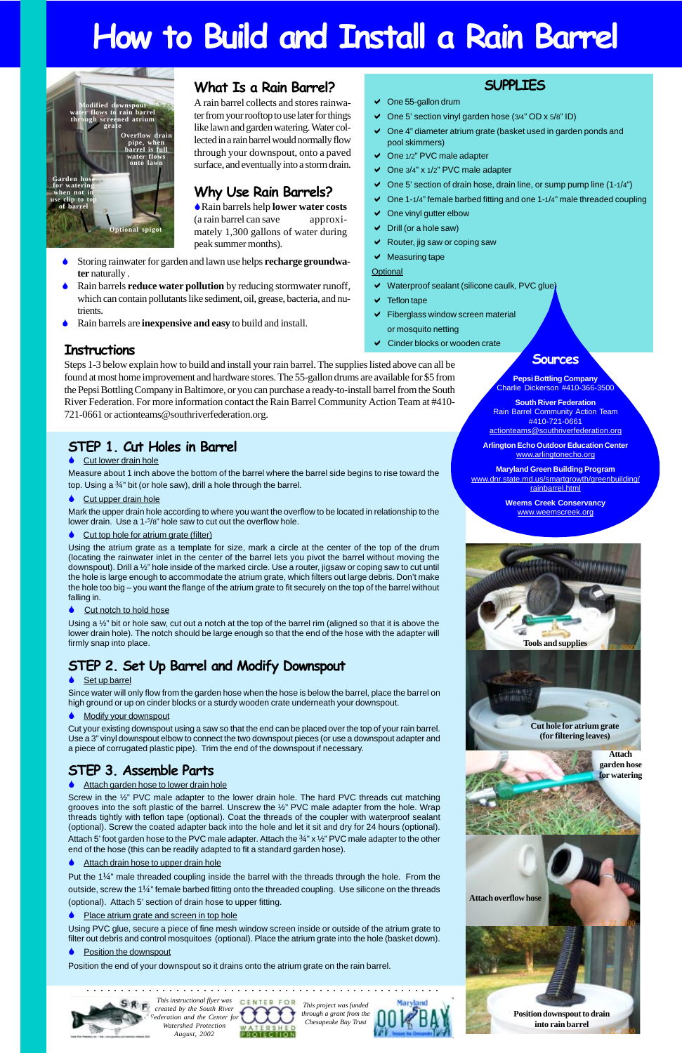# How to Build and Install a Rain Barrel

Modified downspout water flows to rain barrel through screened atrium grate

Overflow drain pipe, when barrel is full water flows onto lawn

Garden hose for watering when not in use clip to top of barrel

Optional spigot

## What Is a Rain Barrel?

A rain barrel collects and stores rainwater from your rooftop to use later for things like lawn and garden watering. Water collected in a rain barrel would normally flow through your downspout, onto a paved surface, and eventually into a storm drain.

## Why Use Rain Barrels?

- Rain barrels help **lower water costs** (a rain barrel can save approximately 1,300 gallons of water during peak summer months).
- Storing rainwater for garden and lawn use helps **recharge groundwater** naturally .
- Rain barrels **reduce water pollution** by reducing stormwater runoff, which can contain pollutants like sediment, oil, grease, bacteria, and nutrients.
- Rain barrels are **inexpensive and easy** to build and install.

## SUPPLIES

- One 55-gallon drum
- One 5' section vinyl garden hose (3/4" OD x 5/8" ID)
- One 4" diameter atrium grate (basket used in garden ponds and pool skimmers)
- One 1/2" PVC male adapter
- One 3/4" x 1/2" PVC male adapter
- One 5' section of drain hose, drain line, or sump pump line (1-1/4")
- One 1-1/4" female barbed fitting and one 1-1/4" male threaded coupling
- One vinyl gutter elbow
- Drill (or a hole saw)
- Router, jig saw or coping saw
- Measuring tape

Optional

- Waterproof sealant (silicone caulk, PVC glue)
- Teflon tape
- Fiberglass window screen material or mosquito netting
- Cinder blocks or wooden crate

## Sources

**Pepsi Bottling Company**
Charlie Dickerson #410-366-3500

**South River Federation**
Rain Barrel Community Action Team
#410-721-0661
actionteams@southriverfederation.org

**Arlington Echo Outdoor Education Center**
www.arlingtonecho.org

**Maryland Green Building Program**
www.dnr.state.md.us/smartgrowth/greenbuilding/rainbarrel.html

**Weems Creek Conservancy**
www.weemscreek.org

## Instructions

Steps 1-3 below explain how to build and install your rain barrel. The supplies listed above can all be found at most home improvement and hardware stores. The 55-gallon drums are available for $5 from the Pepsi Bottling Company in Baltimore, or you can purchase a ready-to-install barrel from the South River Federation. For more information contact the Rain Barrel Community Action Team at #410-721-0661 or actionteams@southriverfederation.org.

## STEP 1. Cut Holes in Barrel

- Cut lower drain hole

Measure about 1 inch above the bottom of the barrel where the barrel side begins to rise toward the top. Using a ¾" bit (or hole saw), drill a hole through the barrel.

- Cut upper drain hole

Mark the upper drain hole according to where you want the overflow to be located in relationship to the lower drain. Use a 1-5/8" hole saw to cut out the overflow hole.

- Cut top hole for atrium grate (filter)

Using the atrium grate as a template for size, mark a circle at the center of the top of the drum (locating the rainwater inlet in the center of the barrel lets you pivot the barrel without moving the downspout). Drill a ½" hole inside of the marked circle. Use a router, jigsaw or coping saw to cut until the hole is large enough to accommodate the atrium grate, which filters out large debris. Don't make the hole too big – you want the flange of the atrium grate to fit securely on the top of the barrel without falling in.

- Cut notch to hold hose

Using a ½" bit or hole saw, cut out a notch at the top of the barrel rim (aligned so that it is above the lower drain hole). The notch should be large enough so that the end of the hose with the adapter will firmly snap into place.

## STEP 2. Set Up Barrel and Modify Downspout

- Set up barrel

Since water will only flow from the garden hose when the hose is below the barrel, place the barrel on high ground or up on cinder blocks or a sturdy wooden crate underneath your downspout.

- Modify your downspout

Cut your existing downspout using a saw so that the end can be placed over the top of your rain barrel. Use a 3" vinyl downspout elbow to connect the two downspout pieces (or use a downspout adapter and a piece of corrugated plastic pipe). Trim the end of the downspout if necessary.

## STEP 3. Assemble Parts

- Attach garden hose to lower drain hole

Screw in the ½" PVC male adapter to the lower drain hole. The hard PVC threads cut matching grooves into the soft plastic of the barrel. Unscrew the ½" PVC male adapter from the hole. Wrap threads tightly with teflon tape (optional). Coat the threads of the coupler with waterproof sealant (optional). Screw the coated adapter back into the hole and let it sit and dry for 24 hours (optional). Attach 5' foot garden hose to the PVC male adapter. Attach the ¾" x ½" PVC male adapter to the other end of the hose (this can be readily adapted to fit a standard garden hose).

- Attach drain hose to upper drain hole

Put the 1¼" male threaded coupling inside the barrel with the threads through the hole. From the outside, screw the 1¼" female barbed fitting onto the threaded coupling. Use silicone on the threads (optional). Attach 5' section of drain hose to upper fitting.

- Place atrium grate and screen in top hole

Using PVC glue, secure a piece of fine mesh window screen inside or outside of the atrium grate to filter out debris and control mosquitoes (optional). Place the atrium grate into the hole (basket down).

- Position the downspout

Position the end of your downspout so it drains onto the atrium grate on the rain barrel.

Tools and supplies

Cut hole for atrium grate (for filtering leaves)

Attach garden hose for watering

Attach overflow hose

Position downspout to drain into rain barrel

*This instructional flyer was created by the South River Federation and the Center for Watershed Protection August, 2002*

*This project was funded through a grant from the Chesapeake Bay Trust*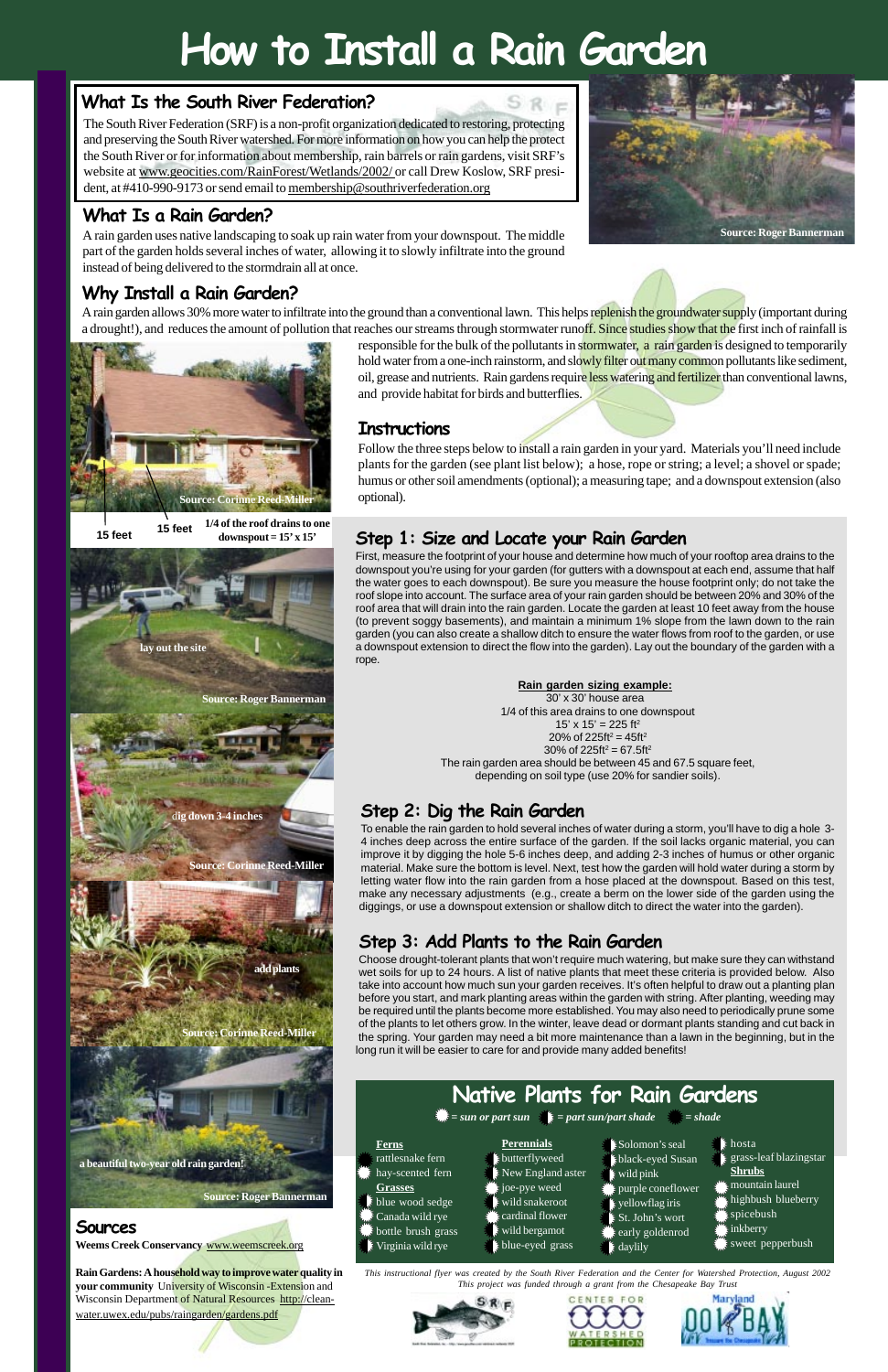# How to Install a Rain Garden

## What Is the South River Federation?

The South River Federation (SRF) is a non-profit organization dedicated to restoring, protecting and preserving the South River watershed. For more information on how you can help the protect the South River or for information about membership, rain barrels or rain gardens, visit SRF's website at www.geocities.com/RainForest/Wetlands/2002/ or call Drew Koslow, SRF president, at #410-990-9173 or send email to membership@southriverfederation.org

Source: Roger Bannerman

## What Is a Rain Garden?

A rain garden uses native landscaping to soak up rain water from your downspout. The middle part of the garden holds several inches of water, allowing it to slowly infiltrate into the ground instead of being delivered to the stormdrain all at once.

## Why Install a Rain Garden?

A rain garden allows 30% more water to infiltrate into the ground than a conventional lawn. This helps replenish the groundwater supply (important during a drought!), and reduces the amount of pollution that reaches our streams through stormwater runoff. Since studies show that the first inch of rainfall is responsible for the bulk of the pollutants in stormwater, a rain garden is designed to temporarily hold water from a one-inch rainstorm, and slowly filter out many common pollutants like sediment, oil, grease and nutrients. Rain gardens require less watering and fertilizer than conventional lawns, and provide habitat for birds and butterflies.

Source: Corinne Reed-Miller

15 feet 15 feet **1/4 of the roof drains to one downspout = 15' x 15'**

lay out the site

Source: Roger Bannerman

dig down 3-4 inches

Source: Corinne Reed-Miller

add plants

Source: Corinne Reed-Miller

a beautiful two-year old rain garden!

Source: Roger Bannerman

## Instructions

Follow the three steps below to install a rain garden in your yard. Materials you'll need include plants for the garden (see plant list below); a hose, rope or string; a level; a shovel or spade; humus or other soil amendments (optional); a measuring tape; and a downspout extension (also optional).

## Step 1: Size and Locate your Rain Garden

First, measure the footprint of your house and determine how much of your rooftop area drains to the downspout you're using for your garden (for gutters with a downspout at each end, assume that half the water goes to each downspout). Be sure you measure the house footprint only; do not take the roof slope into account. The surface area of your rain garden should be between 20% and 30% of the roof area that will drain into the rain garden. Locate the garden at least 10 feet away from the house (to prevent soggy basements), and maintain a minimum 1% slope from the lawn down to the rain garden (you can also create a shallow ditch to ensure the water flows from roof to the garden, or use a downspout extension to direct the flow into the garden). Lay out the boundary of the garden with a rope.

**Rain garden sizing example:**

30' x 30' house area
1/4 of this area drains to one downspout
15' x 15' = 225 $ft^2$
20% of 225$ft^2$ = 45$ft^2$
30% of 225$ft^2$ = 67.5$ft^2$
The rain garden area should be between 45 and 67.5 square feet, depending on soil type (use 20% for sandier soils).

## Step 2: Dig the Rain Garden

To enable the rain garden to hold several inches of water during a storm, you'll have to dig a hole 3-4 inches deep across the entire surface of the garden. If the soil lacks organic material, you can improve it by digging the hole 5-6 inches deep, and adding 2-3 inches of humus or other organic material. Make sure the bottom is level. Next, test how the garden will hold water during a storm by letting water flow into the rain garden from a hose placed at the downspout. Based on this test, make any necessary adjustments (e.g., create a berm on the lower side of the garden using the diggings, or use a downspout extension or shallow ditch to direct the water into the garden).

## Step 3: Add Plants to the Rain Garden

Choose drought-tolerant plants that won't require much watering, but make sure they can withstand wet soils for up to 24 hours. A list of native plants that meet these criteria is provided below. Also take into account how much sun your garden receives. It's often helpful to draw out a planting plan before you start, and mark planting areas within the garden with string. After planting, weeding may be required until the plants become more established. You may also need to periodically prune some of the plants to let others grow. In the winter, leave dead or dormant plants standing and cut back in the spring. Your garden may need a bit more maintenance than a lawn in the beginning, but in the long run it will be easier to care for and provide many added benefits!

## Native Plants for Rain Gardens

*= sun or part sun* *= part sun/part shade* *= shade*

**Ferns**
- rattlesnake fern
- hay-scented fern

**Grasses**
- blue wood sedge
- Canada wild rye
- bottle brush grass
- Virginia wild rye

**Perennials**
- butterflyweed
- New England aster
- joe-pye weed
- wild snakeroot
- cardinal flower
- wild bergamot
- blue-eyed grass
- Solomon's seal
- black-eyed Susan
- wild pink
- purple coneflower
- yellowflag iris
- St. John's wort
- early goldenrod
- daylily
- hosta
- grass-leaf blazingstar

**Shrubs**
- mountain laurel
- highbush blueberry
- spicebush
- inkberry
- sweet pepperbush

## Sources

**Weems Creek Conservancy** www.weemscreek.org

**Rain Gardens: A household way to improve water quality in your community** University of Wisconsin -Extension and Wisconsin Department of Natural Resources http://clean-water.uwex.edu/pubs/raingarden/gardens.pdf

*This instructional flyer was created by the South River Federation and the Center for Watershed Protection, August 2002*
*This project was funded through a grant from the Chesapeake Bay Trust*